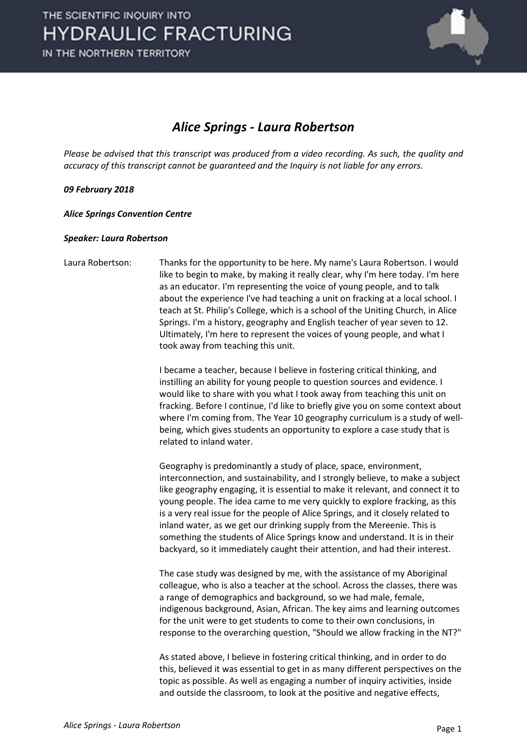# Alice Springs - Laura Robertson

*Please be advised that this transcript was produced from a video recording. As such, the quality and accuracy of this transcript cannot be guaranteed and the Inquiry is not liable for any errors.*

***09 February 2018***

***Alice Springs Convention Centre***

***Speaker: Laura Robertson***

Laura Robertson: Thanks for the opportunity to be here. My name's Laura Robertson. I would like to begin to make, by making it really clear, why I'm here today. I'm here as an educator. I'm representing the voice of young people, and to talk about the experience I've had teaching a unit on fracking at a local school. I teach at St. Philip's College, which is a school of the Uniting Church, in Alice Springs. I'm a history, geography and English teacher of year seven to 12. Ultimately, I'm here to represent the voices of young people, and what I took away from teaching this unit.

I became a teacher, because I believe in fostering critical thinking, and instilling an ability for young people to question sources and evidence. I would like to share with you what I took away from teaching this unit on fracking. Before I continue, I'd like to briefly give you on some context about where I'm coming from. The Year 10 geography curriculum is a study of well-being, which gives students an opportunity to explore a case study that is related to inland water.

Geography is predominantly a study of place, space, environment, interconnection, and sustainability, and I strongly believe, to make a subject like geography engaging, it is essential to make it relevant, and connect it to young people. The idea came to me very quickly to explore fracking, as this is a very real issue for the people of Alice Springs, and it closely related to inland water, as we get our drinking supply from the Mereenie. This is something the students of Alice Springs know and understand. It is in their backyard, so it immediately caught their attention, and had their interest.

The case study was designed by me, with the assistance of my Aboriginal colleague, who is also a teacher at the school. Across the classes, there was a range of demographics and background, so we had male, female, indigenous background, Asian, African. The key aims and learning outcomes for the unit were to get students to come to their own conclusions, in response to the overarching question, "Should we allow fracking in the NT?"

As stated above, I believe in fostering critical thinking, and in order to do this, believed it was essential to get in as many different perspectives on the topic as possible. As well as engaging a number of inquiry activities, inside and outside the classroom, to look at the positive and negative effects,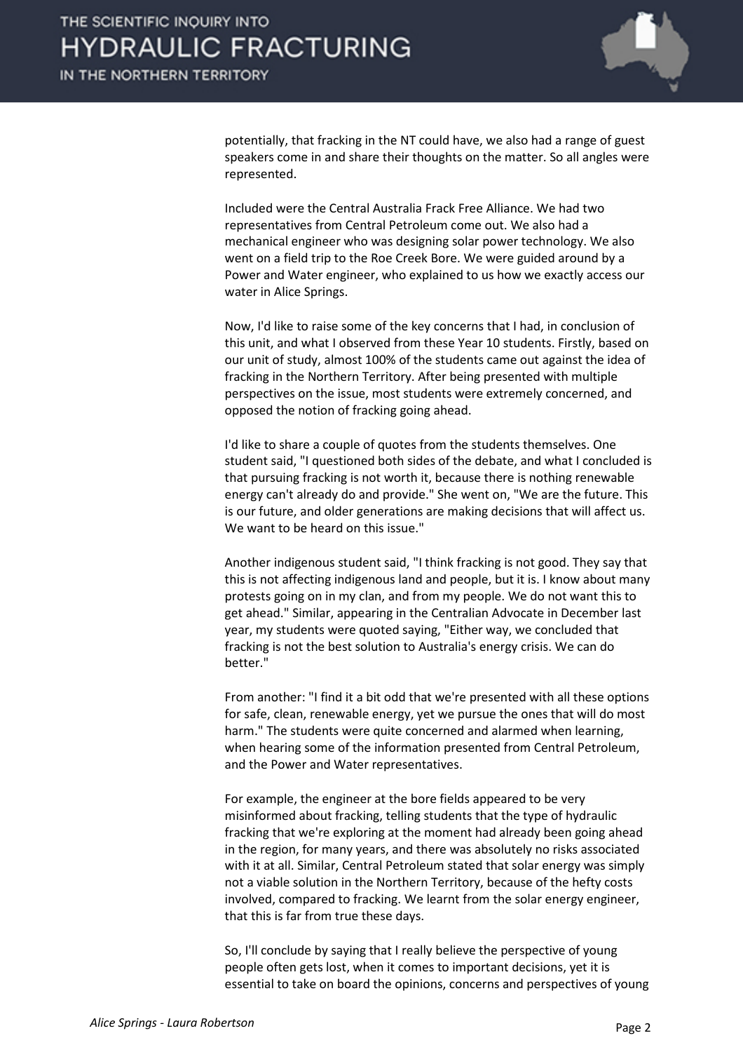potentially, that fracking in the NT could have, we also had a range of guest speakers come in and share their thoughts on the matter. So all angles were represented.

Included were the Central Australia Frack Free Alliance. We had two representatives from Central Petroleum come out. We also had a mechanical engineer who was designing solar power technology. We also went on a field trip to the Roe Creek Bore. We were guided around by a Power and Water engineer, who explained to us how we exactly access our water in Alice Springs.

Now, I'd like to raise some of the key concerns that I had, in conclusion of this unit, and what I observed from these Year 10 students. Firstly, based on our unit of study, almost 100% of the students came out against the idea of fracking in the Northern Territory. After being presented with multiple perspectives on the issue, most students were extremely concerned, and opposed the notion of fracking going ahead.

I'd like to share a couple of quotes from the students themselves. One student said, "I questioned both sides of the debate, and what I concluded is that pursuing fracking is not worth it, because there is nothing renewable energy can't already do and provide." She went on, "We are the future. This is our future, and older generations are making decisions that will affect us. We want to be heard on this issue."

Another indigenous student said, "I think fracking is not good. They say that this is not affecting indigenous land and people, but it is. I know about many protests going on in my clan, and from my people. We do not want this to get ahead." Similar, appearing in the Centralian Advocate in December last year, my students were quoted saying, "Either way, we concluded that fracking is not the best solution to Australia's energy crisis. We can do better."

From another: "I find it a bit odd that we're presented with all these options for safe, clean, renewable energy, yet we pursue the ones that will do most harm." The students were quite concerned and alarmed when learning, when hearing some of the information presented from Central Petroleum, and the Power and Water representatives.

For example, the engineer at the bore fields appeared to be very misinformed about fracking, telling students that the type of hydraulic fracking that we're exploring at the moment had already been going ahead in the region, for many years, and there was absolutely no risks associated with it at all. Similar, Central Petroleum stated that solar energy was simply not a viable solution in the Northern Territory, because of the hefty costs involved, compared to fracking. We learnt from the solar energy engineer, that this is far from true these days.

So, I'll conclude by saying that I really believe the perspective of young people often gets lost, when it comes to important decisions, yet it is essential to take on board the opinions, concerns and perspectives of young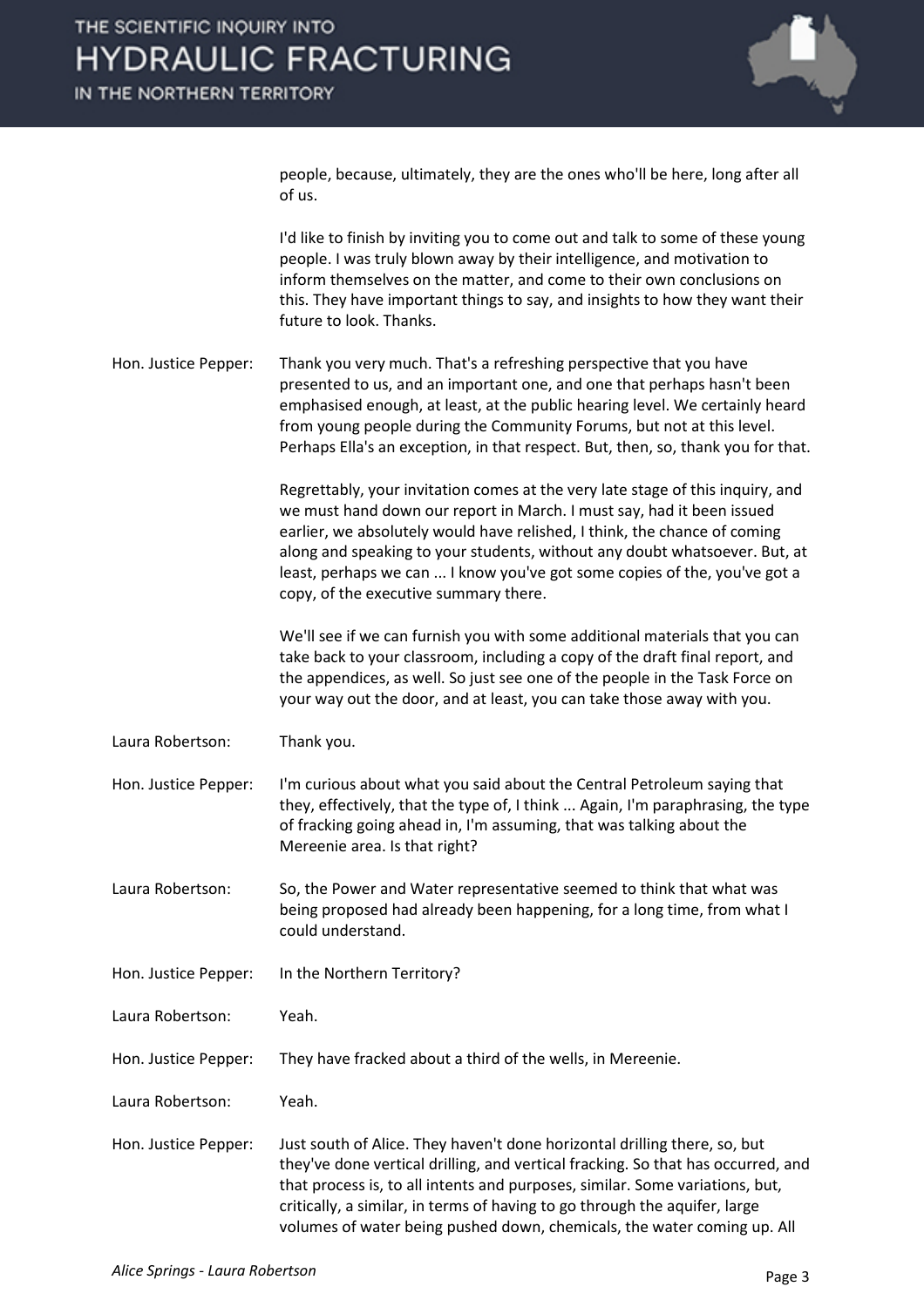people, because, ultimately, they are the ones who'll be here, long after all of us.

I'd like to finish by inviting you to come out and talk to some of these young people. I was truly blown away by their intelligence, and motivation to inform themselves on the matter, and come to their own conclusions on this. They have important things to say, and insights to how they want their future to look. Thanks.

**Hon. Justice Pepper:** Thank you very much. That's a refreshing perspective that you have presented to us, and an important one, and one that perhaps hasn't been emphasised enough, at least, at the public hearing level. We certainly heard from young people during the Community Forums, but not at this level. Perhaps Ella's an exception, in that respect. But, then, so, thank you for that.

Regrettably, your invitation comes at the very late stage of this inquiry, and we must hand down our report in March. I must say, had it been issued earlier, we absolutely would have relished, I think, the chance of coming along and speaking to your students, without any doubt whatsoever. But, at least, perhaps we can ... I know you've got some copies of the, you've got a copy, of the executive summary there.

We'll see if we can furnish you with some additional materials that you can take back to your classroom, including a copy of the draft final report, and the appendices, as well. So just see one of the people in the Task Force on your way out the door, and at least, you can take those away with you.

**Laura Robertson:** Thank you.

**Hon. Justice Pepper:** I'm curious about what you said about the Central Petroleum saying that they, effectively, that the type of, I think ... Again, I'm paraphrasing, the type of fracking going ahead in, I'm assuming, that was talking about the Mereenie area. Is that right?

**Laura Robertson:** So, the Power and Water representative seemed to think that what was being proposed had already been happening, for a long time, from what I could understand.

**Hon. Justice Pepper:** In the Northern Territory?

**Laura Robertson:** Yeah.

**Hon. Justice Pepper:** They have fracked about a third of the wells, in Mereenie.

**Laura Robertson:** Yeah.

**Hon. Justice Pepper:** Just south of Alice. They haven't done horizontal drilling there, so, but they've done vertical drilling, and vertical fracking. So that has occurred, and that process is, to all intents and purposes, similar. Some variations, but, critically, a similar, in terms of having to go through the aquifer, large volumes of water being pushed down, chemicals, the water coming up. All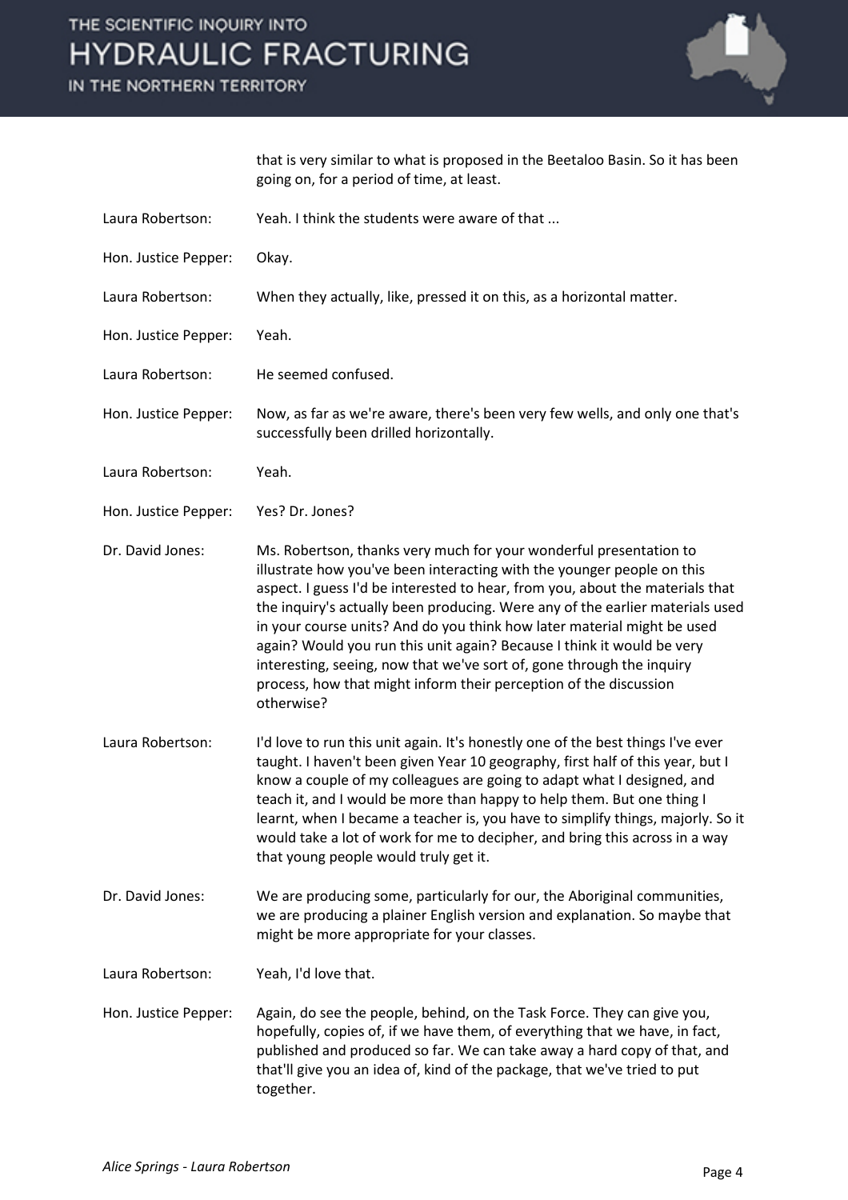that is very similar to what is proposed in the Beetaloo Basin. So it has been going on, for a period of time, at least.

**Laura Robertson:** Yeah. I think the students were aware of that ...

**Hon. Justice Pepper:** Okay.

**Laura Robertson:** When they actually, like, pressed it on this, as a horizontal matter.

**Hon. Justice Pepper:** Yeah.

**Laura Robertson:** He seemed confused.

**Hon. Justice Pepper:** Now, as far as we're aware, there's been very few wells, and only one that's successfully been drilled horizontally.

**Laura Robertson:** Yeah.

**Hon. Justice Pepper:** Yes? Dr. Jones?

**Dr. David Jones:** Ms. Robertson, thanks very much for your wonderful presentation to illustrate how you've been interacting with the younger people on this aspect. I guess I'd be interested to hear, from you, about the materials that the inquiry's actually been producing. Were any of the earlier materials used in your course units? And do you think how later material might be used again? Would you run this unit again? Because I think it would be very interesting, seeing, now that we've sort of, gone through the inquiry process, how that might inform their perception of the discussion otherwise?

**Laura Robertson:** I'd love to run this unit again. It's honestly one of the best things I've ever taught. I haven't been given Year 10 geography, first half of this year, but I know a couple of my colleagues are going to adapt what I designed, and teach it, and I would be more than happy to help them. But one thing I learnt, when I became a teacher is, you have to simplify things, majorly. So it would take a lot of work for me to decipher, and bring this across in a way that young people would truly get it.

**Dr. David Jones:** We are producing some, particularly for our, the Aboriginal communities, we are producing a plainer English version and explanation. So maybe that might be more appropriate for your classes.

**Laura Robertson:** Yeah, I'd love that.

**Hon. Justice Pepper:** Again, do see the people, behind, on the Task Force. They can give you, hopefully, copies of, if we have them, of everything that we have, in fact, published and produced so far. We can take away a hard copy of that, and that'll give you an idea of, kind of the package, that we've tried to put together.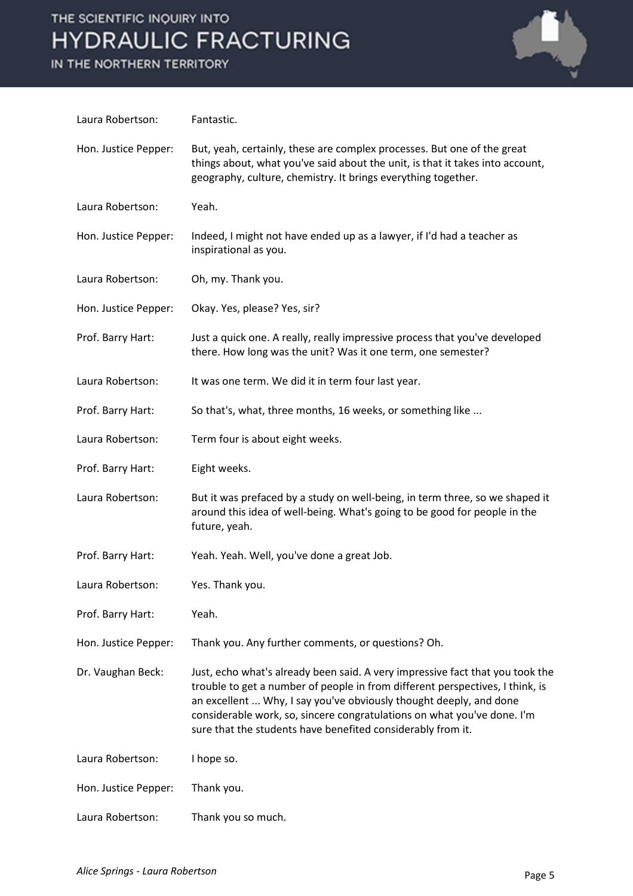Laura Robertson: Fantastic.

Hon. Justice Pepper: But, yeah, certainly, these are complex processes. But one of the great things about, what you've said about the unit, is that it takes into account, geography, culture, chemistry. It brings everything together.

Laura Robertson: Yeah.

Hon. Justice Pepper: Indeed, I might not have ended up as a lawyer, if I'd had a teacher as inspirational as you.

Laura Robertson: Oh, my. Thank you.

Hon. Justice Pepper: Okay. Yes, please? Yes, sir?

Prof. Barry Hart: Just a quick one. A really, really impressive process that you've developed there. How long was the unit? Was it one term, one semester?

Laura Robertson: It was one term. We did it in term four last year.

Prof. Barry Hart: So that's, what, three months, 16 weeks, or something like ...

Laura Robertson: Term four is about eight weeks.

Prof. Barry Hart: Eight weeks.

Laura Robertson: But it was prefaced by a study on well-being, in term three, so we shaped it around this idea of well-being. What's going to be good for people in the future, yeah.

Prof. Barry Hart: Yeah. Yeah. Well, you've done a great Job.

Laura Robertson: Yes. Thank you.

Prof. Barry Hart: Yeah.

Hon. Justice Pepper: Thank you. Any further comments, or questions? Oh.

Dr. Vaughan Beck: Just, echo what's already been said. A very impressive fact that you took the trouble to get a number of people in from different perspectives, I think, is an excellent ... Why, I say you've obviously thought deeply, and done considerable work, so, sincere congratulations on what you've done. I'm sure that the students have benefited considerably from it.

Laura Robertson: I hope so.

Hon. Justice Pepper: Thank you.

Laura Robertson: Thank you so much.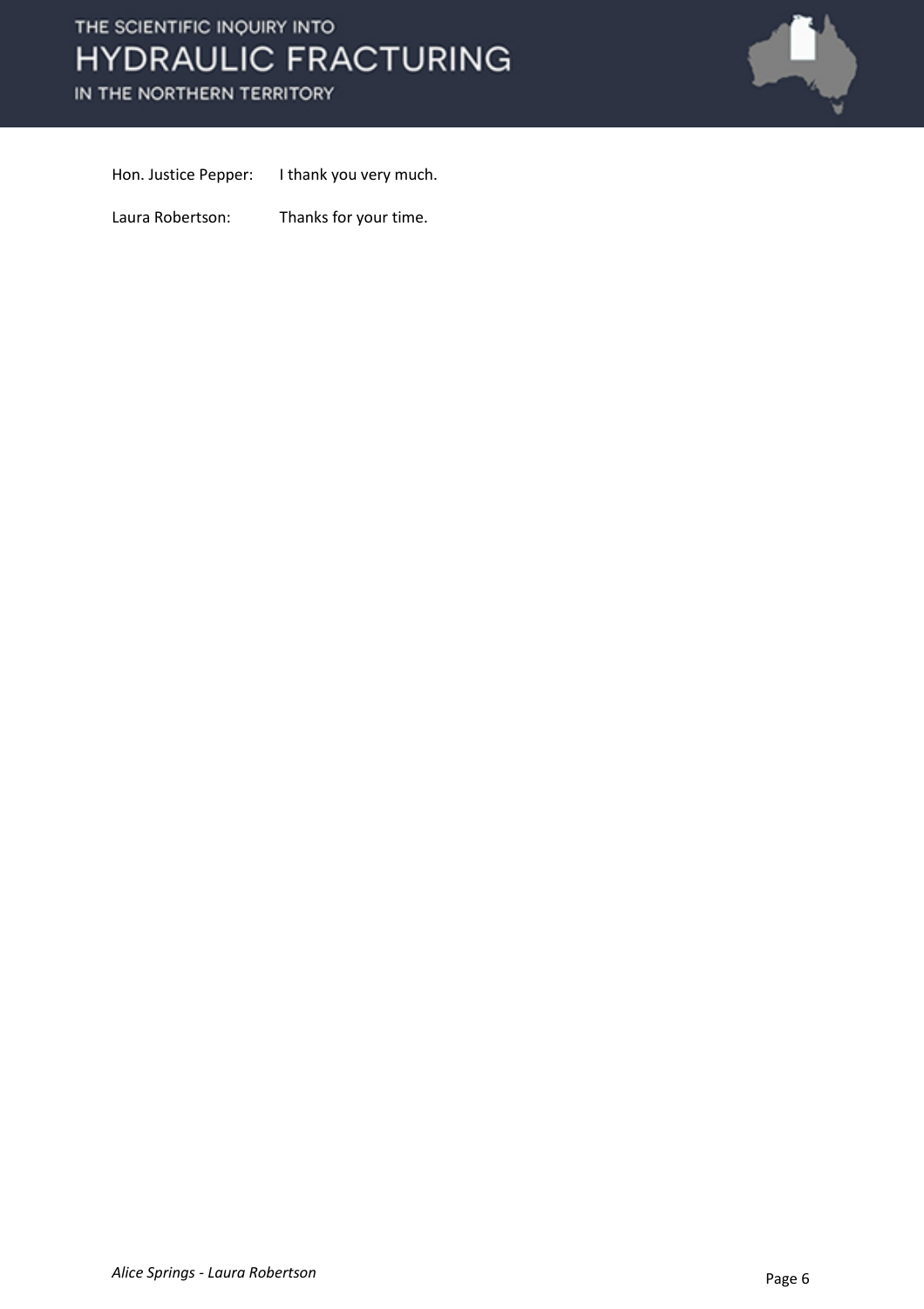Hon. Justice Pepper: I thank you very much.

Laura Robertson: Thanks for your time.